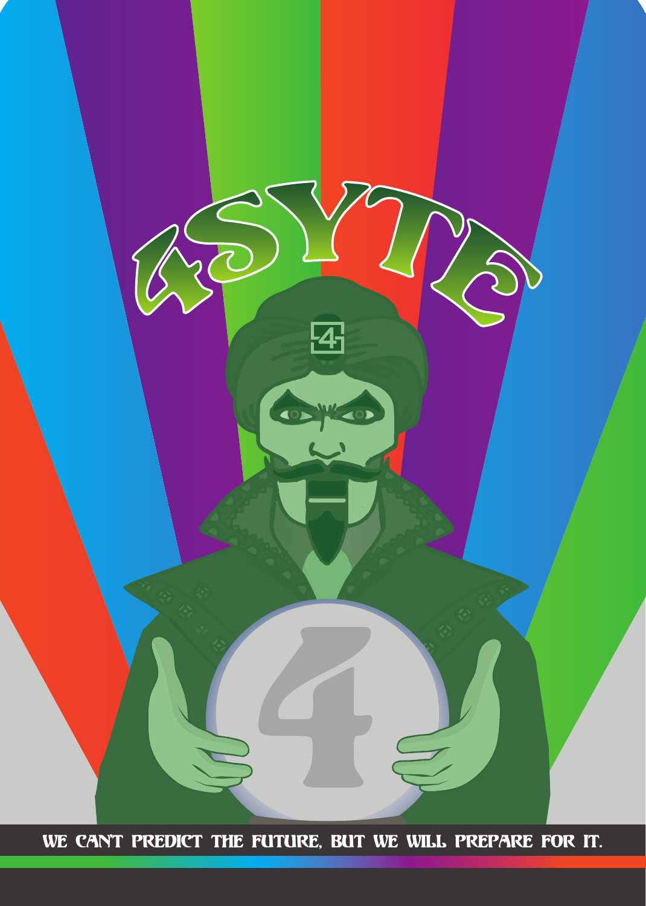# 4SYTE

WE CAN'T PREDICT THE FUTURE, BUT WE WILL PREPARE FOR IT.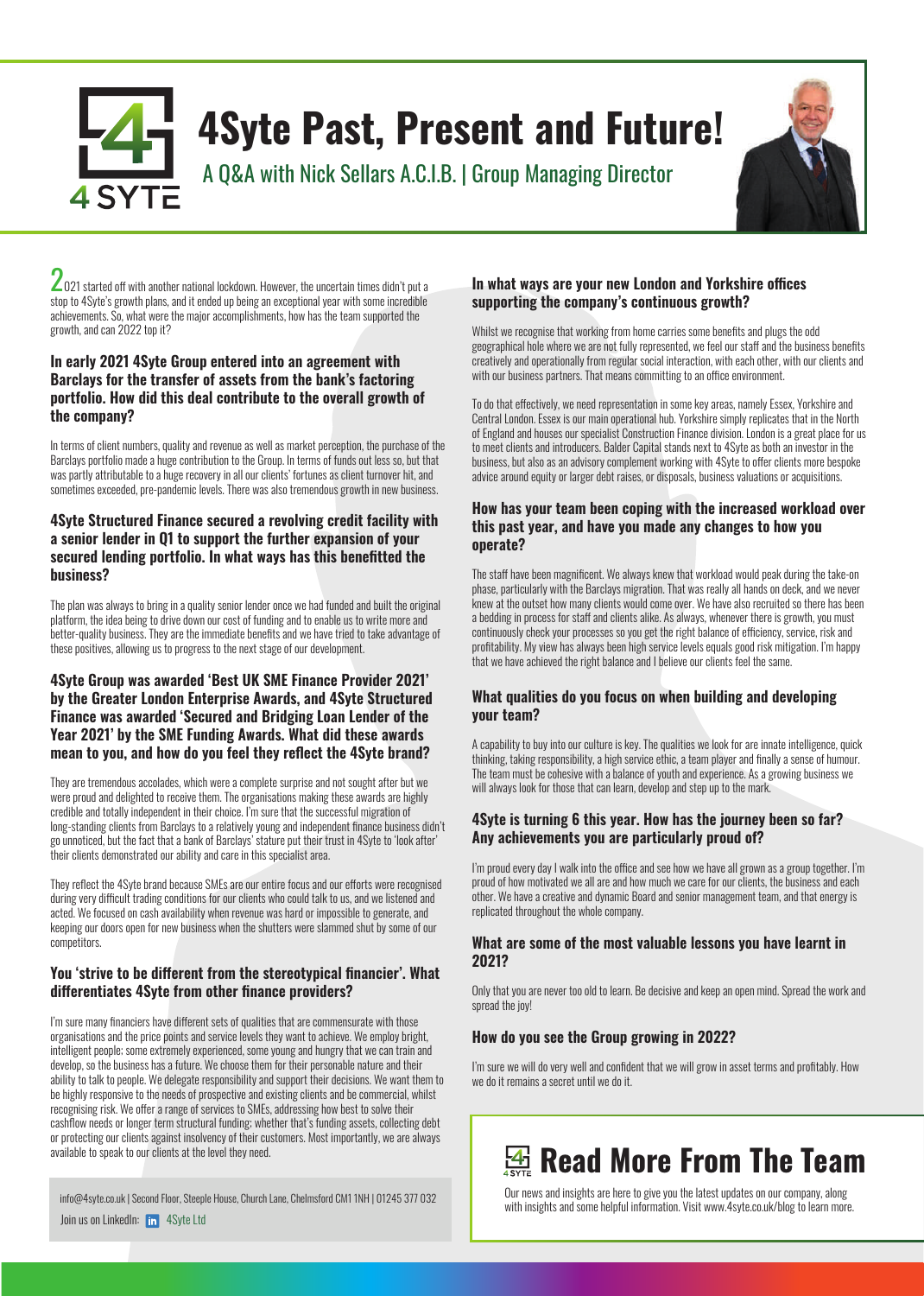# 4Syte Past, Present and Future!

## A Q&A with Nick Sellars A.C.I.B. | Group Managing Director

2021 started off with another national lockdown. However, the uncertain times didn't put a stop to 4Syte's growth plans, and it ended up being an exceptional year with some incredible achievements. So, what were the major accomplishments, how has the team supported the growth, and can 2022 top it?

### In early 2021 4Syte Group entered into an agreement with Barclays for the transfer of assets from the bank's factoring portfolio. How did this deal contribute to the overall growth of the company?

In terms of client numbers, quality and revenue as well as market perception, the purchase of the Barclays portfolio made a huge contribution to the Group. In terms of funds out less so, but that was partly attributable to a huge recovery in all our clients' fortunes as client turnover hit, and sometimes exceeded, pre-pandemic levels. There was also tremendous growth in new business.

### 4Syte Structured Finance secured a revolving credit facility with a senior lender in Q1 to support the further expansion of your secured lending portfolio. In what ways has this benefitted the business?

The plan was always to bring in a quality senior lender once we had funded and built the original platform, the idea being to drive down our cost of funding and to enable us to write more and better-quality business. They are the immediate benefits and we have tried to take advantage of these positives, allowing us to progress to the next stage of our development.

### 4Syte Group was awarded 'Best UK SME Finance Provider 2021' by the Greater London Enterprise Awards, and 4Syte Structured Finance was awarded 'Secured and Bridging Loan Lender of the Year 2021' by the SME Funding Awards. What did these awards mean to you, and how do you feel they reflect the 4Syte brand?

They are tremendous accolades, which were a complete surprise and not sought after but we were proud and delighted to receive them. The organisations making these awards are highly credible and totally independent in their choice. I'm sure that the successful migration of long-standing clients from Barclays to a relatively young and independent finance business didn't go unnoticed, but the fact that a bank of Barclays' stature put their trust in 4Syte to 'look after' their clients demonstrated our ability and care in this specialist area.

They reflect the 4Syte brand because SMEs are our entire focus and our efforts were recognised during very difficult trading conditions for our clients who could talk to us, and we listened and acted. We focused on cash availability when revenue was hard or impossible to generate, and keeping our doors open for new business when the shutters were slammed shut by some of our competitors.

### You 'strive to be different from the stereotypical financier'. What differentiates 4Syte from other finance providers?

I'm sure many financiers have different sets of qualities that are commensurate with those organisations and the price points and service levels they want to achieve. We employ bright, intelligent people; some extremely experienced, some young and hungry that we can train and develop, so the business has a future. We choose them for their personable nature and their ability to talk to people. We delegate responsibility and support their decisions. We want them to be highly responsive to the needs of prospective and existing clients and be commercial, whilst recognising risk. We offer a range of services to SMEs, addressing how best to solve their cashflow needs or longer term structural funding; whether that's funding assets, collecting debt or protecting our clients against insolvency of their customers. Most importantly, we are always available to speak to our clients at the level they need.

### In what ways are your new London and Yorkshire offices supporting the company's continuous growth?

Whilst we recognise that working from home carries some benefits and plugs the odd geographical hole where we are not fully represented, we feel our staff and the business benefits creatively and operationally from regular social interaction, with each other, with our clients and with our business partners. That means committing to an office environment.

To do that effectively, we need representation in some key areas, namely Essex, Yorkshire and Central London. Essex is our main operational hub. Yorkshire simply replicates that in the North of England and houses our specialist Construction Finance division. London is a great place for us to meet clients and introducers. Balder Capital stands next to 4Syte as both an investor in the business, but also as an advisory complement working with 4Syte to offer clients more bespoke advice around equity or larger debt raises, or disposals, business valuations or acquisitions.

### How has your team been coping with the increased workload over this past year, and have you made any changes to how you operate?

The staff have been magnificent. We always knew that workload would peak during the take-on phase, particularly with the Barclays migration. That was really all hands on deck, and we never knew at the outset how many clients would come over. We have also recruited so there has been a bedding in process for staff and clients alike. As always, whenever there is growth, you must continuously check your processes so you get the right balance of efficiency, service, risk and profitability. My view has always been high service levels equals good risk mitigation. I'm happy that we have achieved the right balance and I believe our clients feel the same.

### What qualities do you focus on when building and developing your team?

A capability to buy into our culture is key. The qualities we look for are innate intelligence, quick thinking, taking responsibility, a high service ethic, a team player and finally a sense of humour. The team must be cohesive with a balance of youth and experience. As a growing business we will always look for those that can learn, develop and step up to the mark.

### 4Syte is turning 6 this year. How has the journey been so far? Any achievements you are particularly proud of?

I'm proud every day I walk into the office and see how we have all grown as a group together. I'm proud of how motivated we all are and how much we care for our clients, the business and each other. We have a creative and dynamic Board and senior management team, and that energy is replicated throughout the whole company.

### What are some of the most valuable lessons you have learnt in 2021?

Only that you are never too old to learn. Be decisive and keep an open mind. Spread the work and spread the joy!

### How do you see the Group growing in 2022?

I'm sure we will do very well and confident that we will grow in asset terms and profitably. How we do it remains a secret until we do it.

## Read More From The Team

Our news and insights are here to give you the latest updates on our company, along with insights and some helpful information. Visit www.4syte.co.uk/blog to learn more.

info@4syte.co.uk | Second Floor, Steeple House, Church Lane, Chelmsford CM1 1NH | 01245 377 032

Join us on LinkedIn: 4Syte Ltd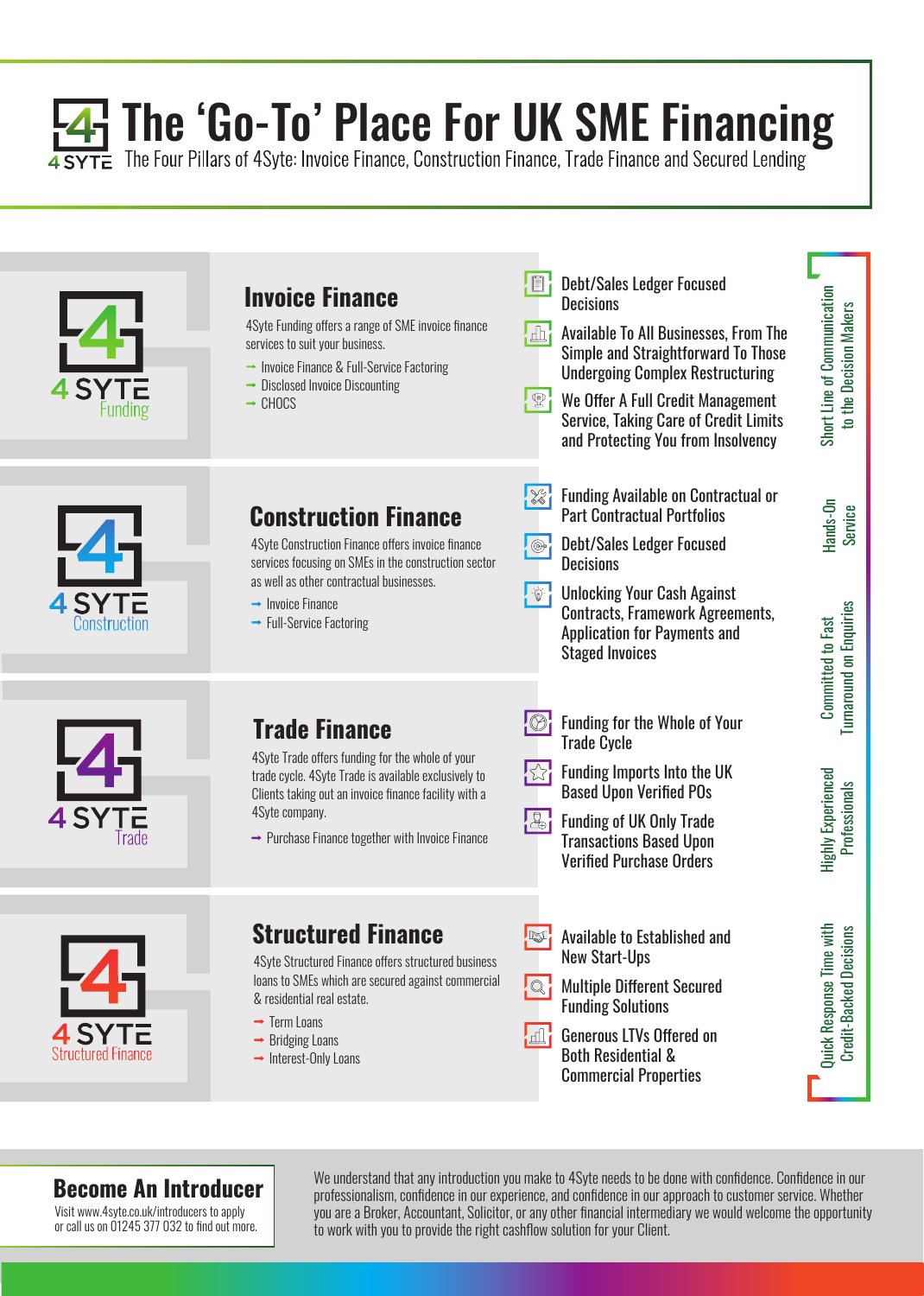# The 'Go-To' Place For UK SME Financing

4 SYTE The Four Pillars of 4Syte: Invoice Finance, Construction Finance, Trade Finance and Secured Lending

4 SYTE Funding

## Invoice Finance

4Syte Funding offers a range of SME invoice finance services to suit your business.

- Invoice Finance & Full-Service Factoring
- Disclosed Invoice Discounting
- CHOCS

Debt/Sales Ledger Focused Decisions

Available To All Businesses, From The Simple and Straightforward To Those Undergoing Complex Restructuring

We Offer A Full Credit Management Service, Taking Care of Credit Limits and Protecting You from Insolvency

4 SYTE Construction

## Construction Finance

4Syte Construction Finance offers invoice finance services focusing on SMEs in the construction sector as well as other contractual businesses.

- Invoice Finance
- Full-Service Factoring

Funding Available on Contractual or Part Contractual Portfolios

Debt/Sales Ledger Focused Decisions

Unlocking Your Cash Against Contracts, Framework Agreements, Application for Payments and Staged Invoices

4 SYTE Trade

## Trade Finance

4Syte Trade offers funding for the whole of your trade cycle. 4Syte Trade is available exclusively to Clients taking out an invoice finance facility with a 4Syte company.

- Purchase Finance together with Invoice Finance

Funding for the Whole of Your Trade Cycle

Funding Imports Into the UK Based Upon Verified POs

Funding of UK Only Trade Transactions Based Upon Verified Purchase Orders

4 SYTE Structured Finance

## Structured Finance

4Syte Structured Finance offers structured business loans to SMEs which are secured against commercial & residential real estate.

- Term Loans
- Bridging Loans
- Interest-Only Loans

Available to Established and New Start-Ups

Multiple Different Secured Funding Solutions

Generous LTVs Offered on Both Residential & Commercial Properties

Short Line of Communication to the Decision Makers

Hands-On Service

Committed to Fast Turnaround on Enquiries

Highly Experienced Professionals

Quick Response Time with Credit-Backed Decisions

## Become An Introducer

Visit www.4syte.co.uk/introducers to apply or call us on 01245 377 032 to find out more.

We understand that any introduction you make to 4Syte needs to be done with confidence. Confidence in our professionalism, confidence in our experience, and confidence in our approach to customer service. Whether you are a Broker, Accountant, Solicitor, or any other financial intermediary we would welcome the opportunity to work with you to provide the right cashflow solution for your Client.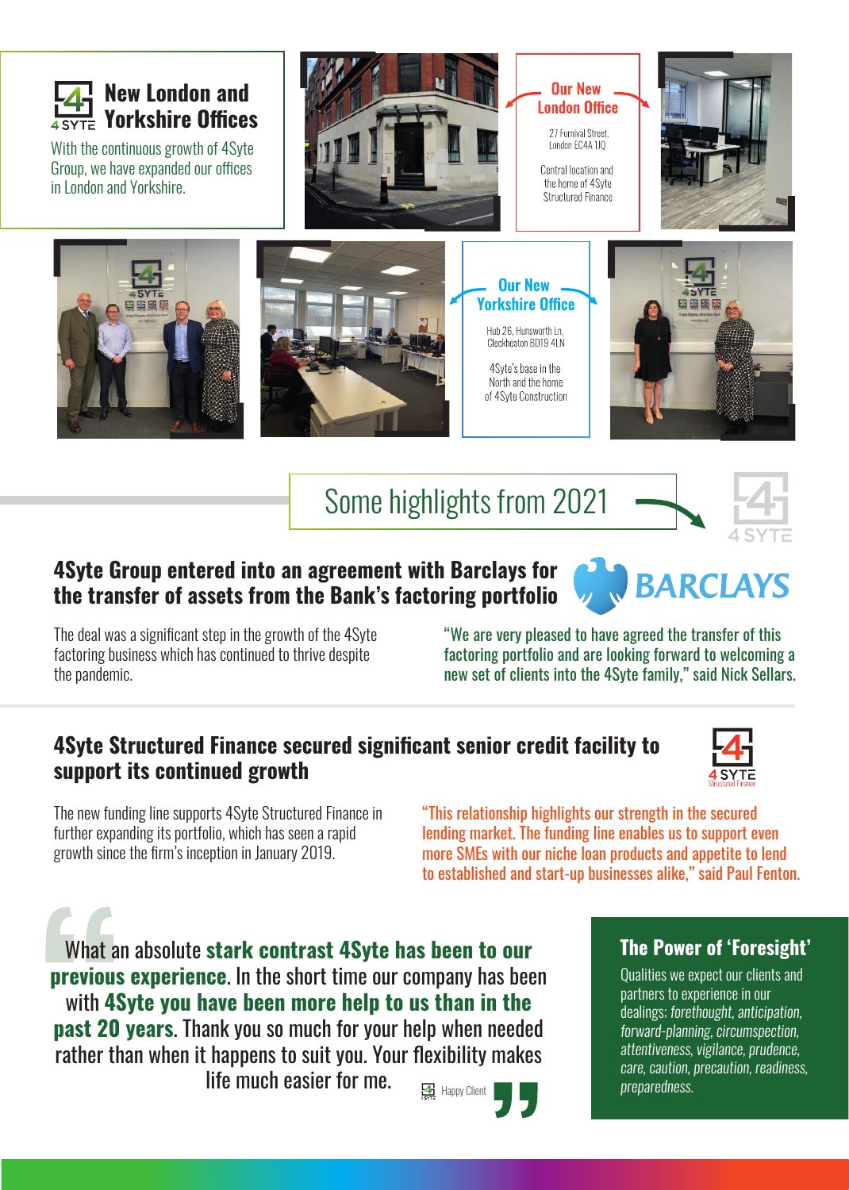## New London and Yorkshire Offices

With the continuous growth of 4Syte Group, we have expanded our offices in London and Yorkshire.

### Our New London Office

27 Furnival Street, London EC4A 1JQ

Central location and the home of 4Syte Structured Finance

### Our New Yorkshire Office

Hub 26, Hunsworth Ln, Cleckheaton BD19 4LN

4Syte's base in the North and the home of 4Syte Construction

## Some highlights from 2021

### 4Syte Group entered into an agreement with Barclays for the transfer of assets from the Bank's factoring portfolio

The deal was a significant step in the growth of the 4Syte factoring business which has continued to thrive despite the pandemic.

"We are very pleased to have agreed the transfer of this factoring portfolio and are looking forward to welcoming a new set of clients into the 4Syte family," said Nick Sellars.

### 4Syte Structured Finance secured significant senior credit facility to support its continued growth

The new funding line supports 4Syte Structured Finance in further expanding its portfolio, which has seen a rapid growth since the firm's inception in January 2019.

"This relationship highlights our strength in the secured lending market. The funding line enables us to support even more SMEs with our niche loan products and appetite to lend to established and start-up businesses alike," said Paul Fenton.

"What an absolute **stark contrast 4Syte has been to our previous experience**. In the short time our company has been with **4Syte you have been more help to us than in the past 20 years**. Thank you so much for your help when needed rather than when it happens to suit you. Your flexibility makes life much easier for me."

Happy Client

### The Power of 'Foresight'

Qualities we expect our clients and partners to experience in our dealings: *forethought, anticipation, forward-planning, circumspection, attentiveness, vigilance, prudence, care, caution, precaution, readiness, preparedness.*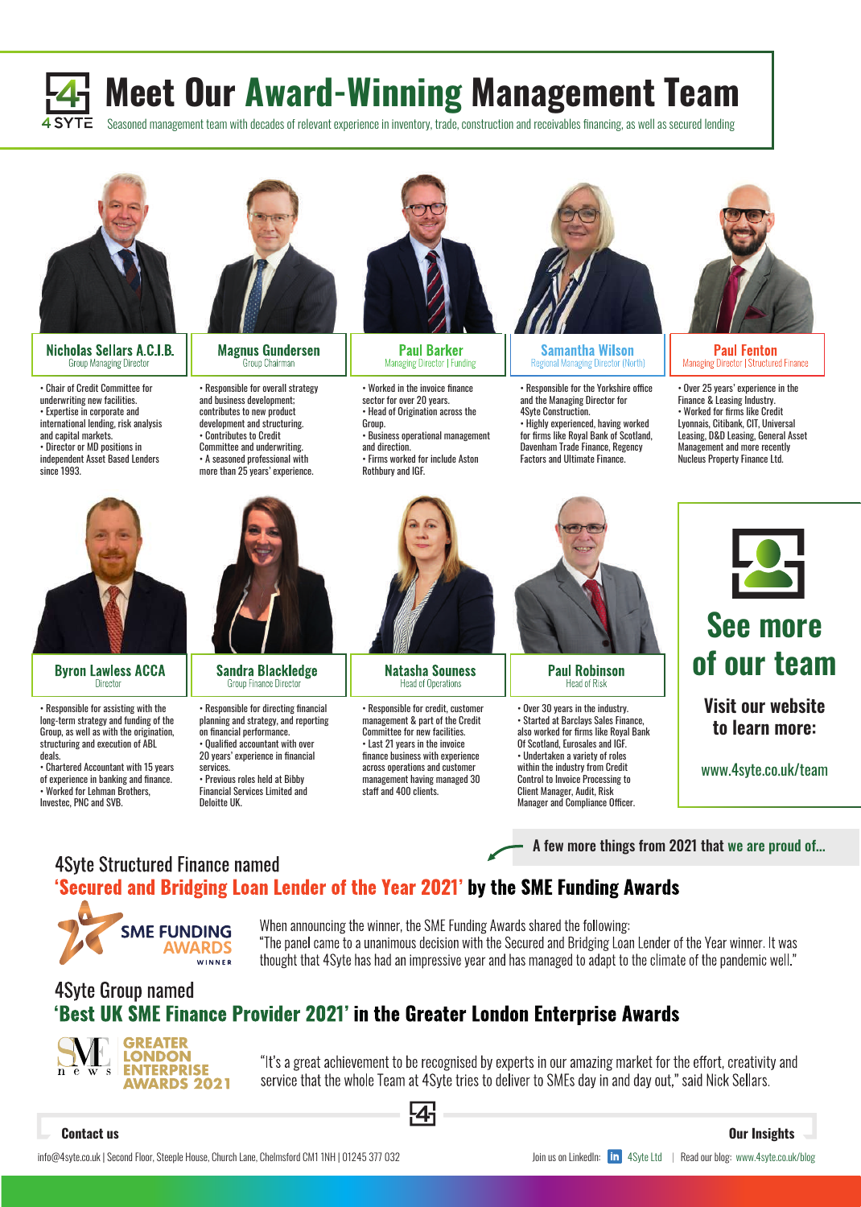# Meet Our Award-Winning Management Team

Seasoned management team with decades of relevant experience in inventory, trade, construction and receivables financing, as well as secured lending

### Nicholas Sellars A.C.I.B.
Group Managing Director

- Chair of Credit Committee for underwriting new facilities.
- Expertise in corporate and international lending, risk analysis and capital markets.
- Director or MD positions in independent Asset Based Lenders since 1993.

### Magnus Gundersen
Group Chairman

- Responsible for overall strategy and business development; contributes to new product development and structuring.
- Contributes to Credit Committee and underwriting.
- A seasoned professional with more than 25 years' experience.

### Paul Barker
Managing Director | Funding

- Worked in the invoice finance sector for over 20 years.
- Head of Origination across the Group.
- Business operational management and direction.
- Firms worked for include Aston Rothbury and IGF.

### Samantha Wilson
Regional Managing Director (North)

- Responsible for the Yorkshire office and the Managing Director for 4Syte Construction.
- Highly experienced, having worked for firms like Royal Bank of Scotland, Davenham Trade Finance, Regency Factors and Ultimate Finance.

### Paul Fenton
Managing Director | Structured Finance

- Over 25 years' experience in the Finance & Leasing Industry.
- Worked for firms like Credit Lyonnais, Citibank, CIT, Universal Leasing, D&D Leasing, General Asset Management and more recently Nucleus Property Finance Ltd.

### Byron Lawless ACCA
Director

- Responsible for assisting with the long-term strategy and funding of the Group, as well as with the origination, structuring and execution of ABL deals.
- Chartered Accountant with 15 years of experience in banking and finance.
- Worked for Lehman Brothers, Investec, PNC and SVB.

### Sandra Blackledge
Group Finance Director

- Responsible for directing financial planning and strategy, and reporting on financial performance.
- Qualified accountant with over 20 years' experience in financial services.
- Previous roles held at Bibby Financial Services Limited and Deloitte UK.

### Natasha Souness
Head of Operations

- Responsible for credit, customer management & part of the Credit Committee for new facilities.
- Last 21 years in the invoice finance business with experience across operations and customer management having managed 30 staff and 400 clients.

### Paul Robinson
Head of Risk

- Over 30 years in the industry.
- Started at Barclays Sales Finance, also worked for firms like Royal Bank Of Scotland, Eurosales and IGF.
- Undertaken a variety of roles within the industry from Credit Control to Invoice Processing to Client Manager, Audit, Risk Manager and Compliance Officer.

## See more of our team

**Visit our website to learn more:**

www.4syte.co.uk/team

---

**A few more things from 2021 that we are proud of...**

## 4Syte Structured Finance named 'Secured and Bridging Loan Lender of the Year 2021' by the SME Funding Awards

SME FUNDING AWARDS WINNER

When announcing the winner, the SME Funding Awards shared the following:
"The panel came to a unanimous decision with the Secured and Bridging Loan Lender of the Year winner. It was thought that 4Syte has had an impressive year and has managed to adapt to the climate of the pandemic well."

## 4Syte Group named 'Best UK SME Finance Provider 2021' in the Greater London Enterprise Awards

SME news GREATER LONDON ENTERPRISE AWARDS 2021

"It's a great achievement to be recognised by experts in our amazing market for the effort, creativity and service that the whole Team at 4Syte tries to deliver to SMEs day in and day out," said Nick Sellars.

---

**Contact us**

info@4syte.co.uk | Second Floor, Steeple House, Church Lane, Chelmsford CM1 1NH | 01245 377 032

**Our Insights**

Join us on LinkedIn: 4Syte Ltd | Read our blog: www.4syte.co.uk/blog